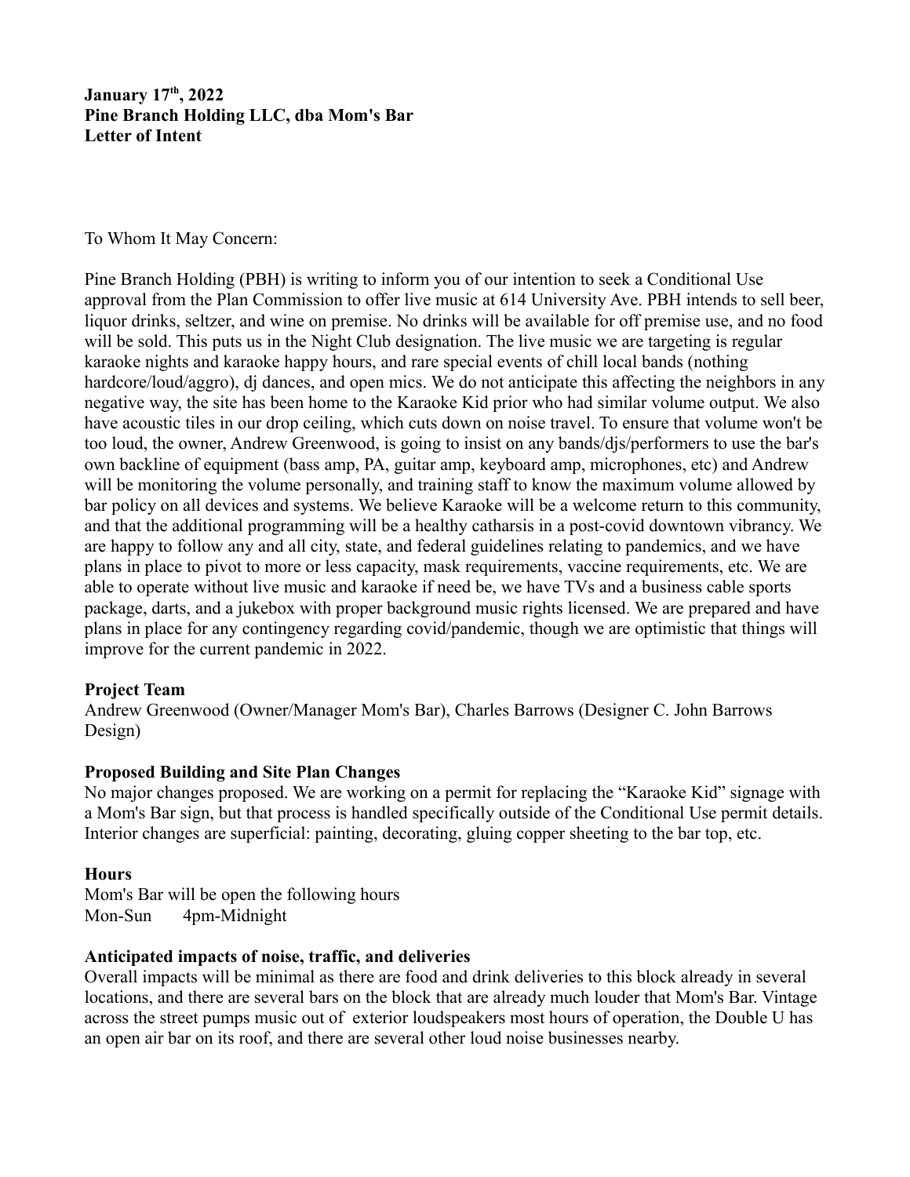**January 17th, 2022**
**Pine Branch Holding LLC, dba Mom's Bar**
**Letter of Intent**

To Whom It May Concern:

Pine Branch Holding (PBH) is writing to inform you of our intention to seek a Conditional Use approval from the Plan Commission to offer live music at 614 University Ave. PBH intends to sell beer, liquor drinks, seltzer, and wine on premise. No drinks will be available for off premise use, and no food will be sold. This puts us in the Night Club designation. The live music we are targeting is regular karaoke nights and karaoke happy hours, and rare special events of chill local bands (nothing hardcore/loud/aggro), dj dances, and open mics. We do not anticipate this affecting the neighbors in any negative way, the site has been home to the Karaoke Kid prior who had similar volume output. We also have acoustic tiles in our drop ceiling, which cuts down on noise travel. To ensure that volume won't be too loud, the owner, Andrew Greenwood, is going to insist on any bands/djs/performers to use the bar's own backline of equipment (bass amp, PA, guitar amp, keyboard amp, microphones, etc) and Andrew will be monitoring the volume personally, and training staff to know the maximum volume allowed by bar policy on all devices and systems. We believe Karaoke will be a welcome return to this community, and that the additional programming will be a healthy catharsis in a post-covid downtown vibrancy. We are happy to follow any and all city, state, and federal guidelines relating to pandemics, and we have plans in place to pivot to more or less capacity, mask requirements, vaccine requirements, etc. We are able to operate without live music and karaoke if need be, we have TVs and a business cable sports package, darts, and a jukebox with proper background music rights licensed. We are prepared and have plans in place for any contingency regarding covid/pandemic, though we are optimistic that things will improve for the current pandemic in 2022.

**Project Team**
Andrew Greenwood (Owner/Manager Mom's Bar), Charles Barrows (Designer C. John Barrows Design)

**Proposed Building and Site Plan Changes**
No major changes proposed. We are working on a permit for replacing the "Karaoke Kid" signage with a Mom's Bar sign, but that process is handled specifically outside of the Conditional Use permit details. Interior changes are superficial: painting, decorating, gluing copper sheeting to the bar top, etc.

**Hours**
Mom's Bar will be open the following hours
Mon-Sun 4pm-Midnight

**Anticipated impacts of noise, traffic, and deliveries**
Overall impacts will be minimal as there are food and drink deliveries to this block already in several locations, and there are several bars on the block that are already much louder that Mom's Bar. Vintage across the street pumps music out of exterior loudspeakers most hours of operation, the Double U has an open air bar on its roof, and there are several other loud noise businesses nearby.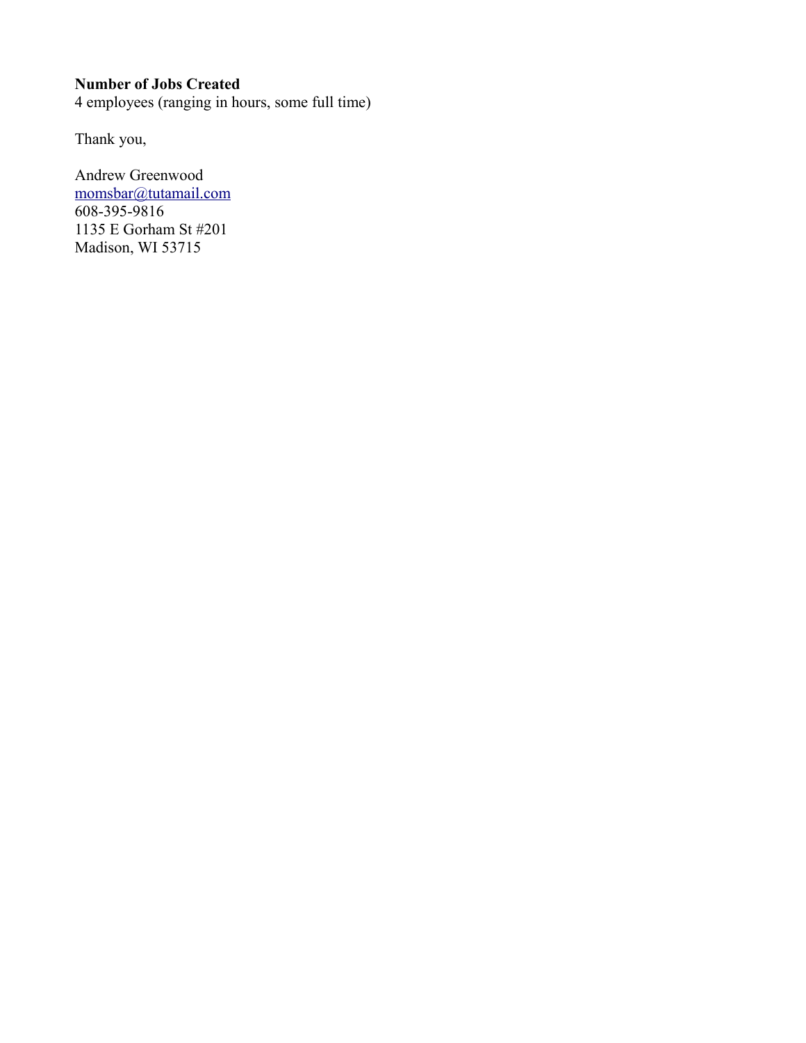**Number of Jobs Created**
4 employees (ranging in hours, some full time)

Thank you,

Andrew Greenwood
momsbar@tutamail.com
608-395-9816
1135 E Gorham St #201
Madison, WI 53715